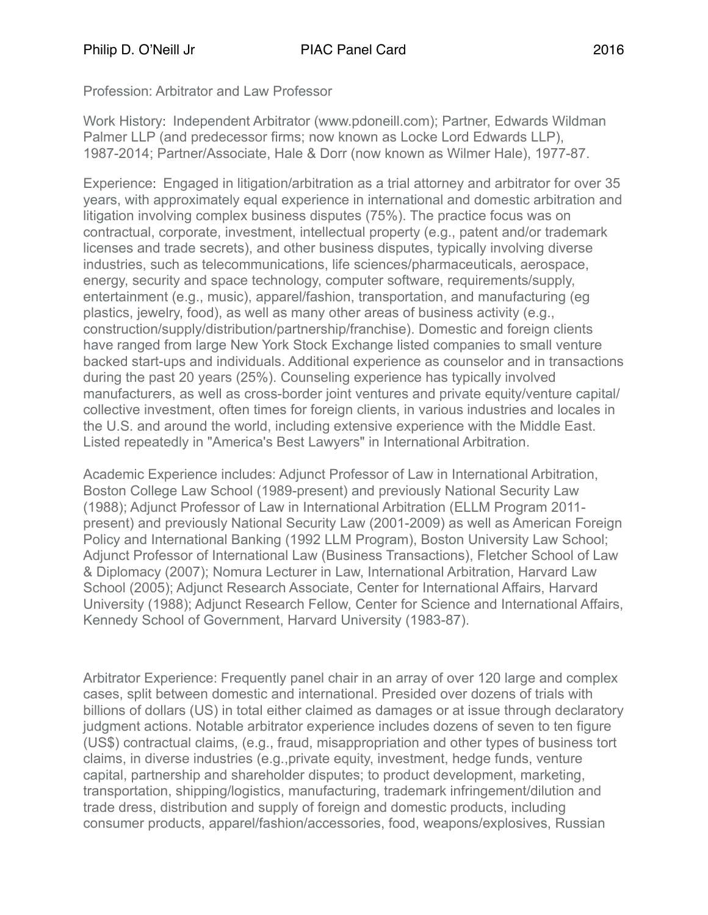Philip D. O'Neill Jr PIAC Panel Card 2016

Profession: Arbitrator and Law Professor

Work History: Independent Arbitrator (www.pdoneill.com); Partner, Edwards Wildman Palmer LLP (and predecessor firms; now known as Locke Lord Edwards LLP), 1987-2014; Partner/Associate, Hale & Dorr (now known as Wilmer Hale), 1977-87.

Experience: Engaged in litigation/arbitration as a trial attorney and arbitrator for over 35 years, with approximately equal experience in international and domestic arbitration and litigation involving complex business disputes (75%). The practice focus was on contractual, corporate, investment, intellectual property (e.g., patent and/or trademark licenses and trade secrets), and other business disputes, typically involving diverse industries, such as telecommunications, life sciences/pharmaceuticals, aerospace, energy, security and space technology, computer software, requirements/supply, entertainment (e.g., music), apparel/fashion, transportation, and manufacturing (eg plastics, jewelry, food), as well as many other areas of business activity (e.g., construction/supply/distribution/partnership/franchise). Domestic and foreign clients have ranged from large New York Stock Exchange listed companies to small venture backed start-ups and individuals. Additional experience as counselor and in transactions during the past 20 years (25%). Counseling experience has typically involved manufacturers, as well as cross-border joint ventures and private equity/venture capital/ collective investment, often times for foreign clients, in various industries and locales in the U.S. and around the world, including extensive experience with the Middle East. Listed repeatedly in "America's Best Lawyers" in International Arbitration.

Academic Experience includes: Adjunct Professor of Law in International Arbitration, Boston College Law School (1989-present) and previously National Security Law (1988); Adjunct Professor of Law in International Arbitration (ELLM Program 2011-present) and previously National Security Law (2001-2009) as well as American Foreign Policy and International Banking (1992 LLM Program), Boston University Law School; Adjunct Professor of International Law (Business Transactions), Fletcher School of Law & Diplomacy (2007); Nomura Lecturer in Law, International Arbitration, Harvard Law School (2005); Adjunct Research Associate, Center for International Affairs, Harvard University (1988); Adjunct Research Fellow, Center for Science and International Affairs, Kennedy School of Government, Harvard University (1983-87).

Arbitrator Experience: Frequently panel chair in an array of over 120 large and complex cases, split between domestic and international. Presided over dozens of trials with billions of dollars (US) in total either claimed as damages or at issue through declaratory judgment actions. Notable arbitrator experience includes dozens of seven to ten figure (US$) contractual claims, (e.g., fraud, misappropriation and other types of business tort claims, in diverse industries (e.g.,private equity, investment, hedge funds, venture capital, partnership and shareholder disputes; to product development, marketing, transportation, shipping/logistics, manufacturing, trademark infringement/dilution and trade dress, distribution and supply of foreign and domestic products, including consumer products, apparel/fashion/accessories, food, weapons/explosives, Russian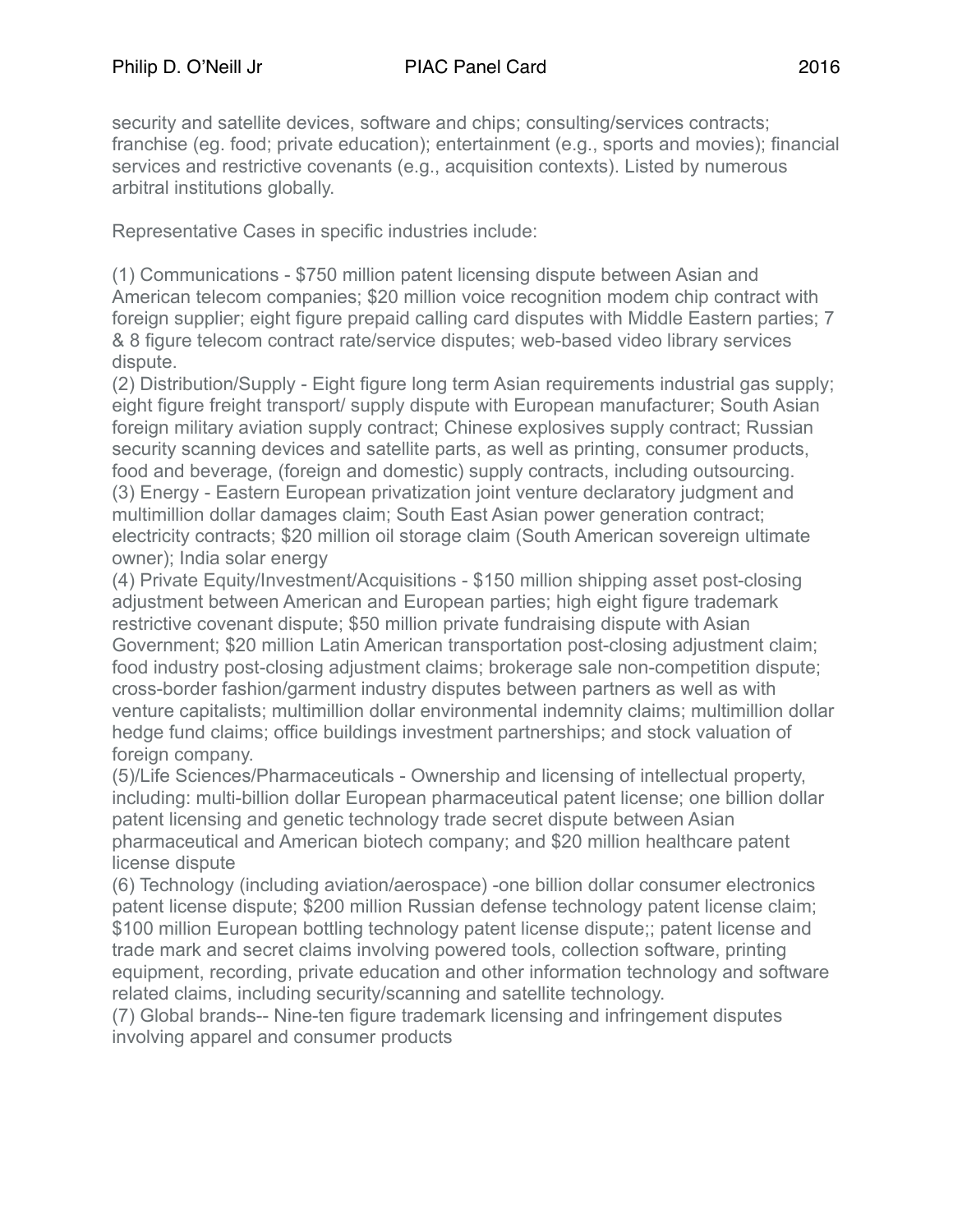security and satellite devices, software and chips; consulting/services contracts; franchise (eg. food; private education); entertainment (e.g., sports and movies); financial services and restrictive covenants (e.g., acquisition contexts). Listed by numerous arbitral institutions globally.

Representative Cases in specific industries include:

(1) Communications - $750 million patent licensing dispute between Asian and American telecom companies; $20 million voice recognition modem chip contract with foreign supplier; eight figure prepaid calling card disputes with Middle Eastern parties; 7 & 8 figure telecom contract rate/service disputes; web-based video library services dispute.
(2) Distribution/Supply - Eight figure long term Asian requirements industrial gas supply; eight figure freight transport/ supply dispute with European manufacturer; South Asian foreign military aviation supply contract; Chinese explosives supply contract; Russian security scanning devices and satellite parts, as well as printing, consumer products, food and beverage, (foreign and domestic) supply contracts, including outsourcing.
(3) Energy - Eastern European privatization joint venture declaratory judgment and multimillion dollar damages claim; South East Asian power generation contract; electricity contracts; $20 million oil storage claim (South American sovereign ultimate owner); India solar energy
(4) Private Equity/Investment/Acquisitions - $150 million shipping asset post-closing adjustment between American and European parties; high eight figure trademark restrictive covenant dispute; $50 million private fundraising dispute with Asian Government; $20 million Latin American transportation post-closing adjustment claim; food industry post-closing adjustment claims; brokerage sale non-competition dispute; cross-border fashion/garment industry disputes between partners as well as with venture capitalists; multimillion dollar environmental indemnity claims; multimillion dollar hedge fund claims; office buildings investment partnerships; and stock valuation of foreign company.
(5)/Life Sciences/Pharmaceuticals - Ownership and licensing of intellectual property, including: multi-billion dollar European pharmaceutical patent license; one billion dollar patent licensing and genetic technology trade secret dispute between Asian pharmaceutical and American biotech company; and $20 million healthcare patent license dispute
(6) Technology (including aviation/aerospace) -one billion dollar consumer electronics patent license dispute; $200 million Russian defense technology patent license claim; $100 million European bottling technology patent license dispute;; patent license and trade mark and secret claims involving powered tools, collection software, printing equipment, recording, private education and other information technology and software related claims, including security/scanning and satellite technology.
(7) Global brands-- Nine-ten figure trademark licensing and infringement disputes involving apparel and consumer products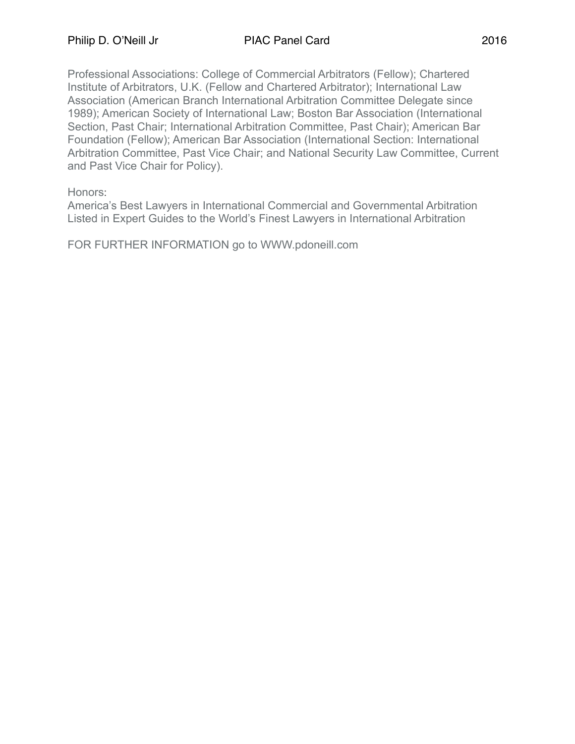Professional Associations: College of Commercial Arbitrators (Fellow); Chartered Institute of Arbitrators, U.K. (Fellow and Chartered Arbitrator); International Law Association (American Branch International Arbitration Committee Delegate since 1989); American Society of International Law; Boston Bar Association (International Section, Past Chair; International Arbitration Committee, Past Chair); American Bar Foundation (Fellow); American Bar Association (International Section: International Arbitration Committee, Past Vice Chair; and National Security Law Committee, Current and Past Vice Chair for Policy).

Honors:
America's Best Lawyers in International Commercial and Governmental Arbitration
Listed in Expert Guides to the World's Finest Lawyers in International Arbitration

FOR FURTHER INFORMATION go to WWW.pdoneill.com